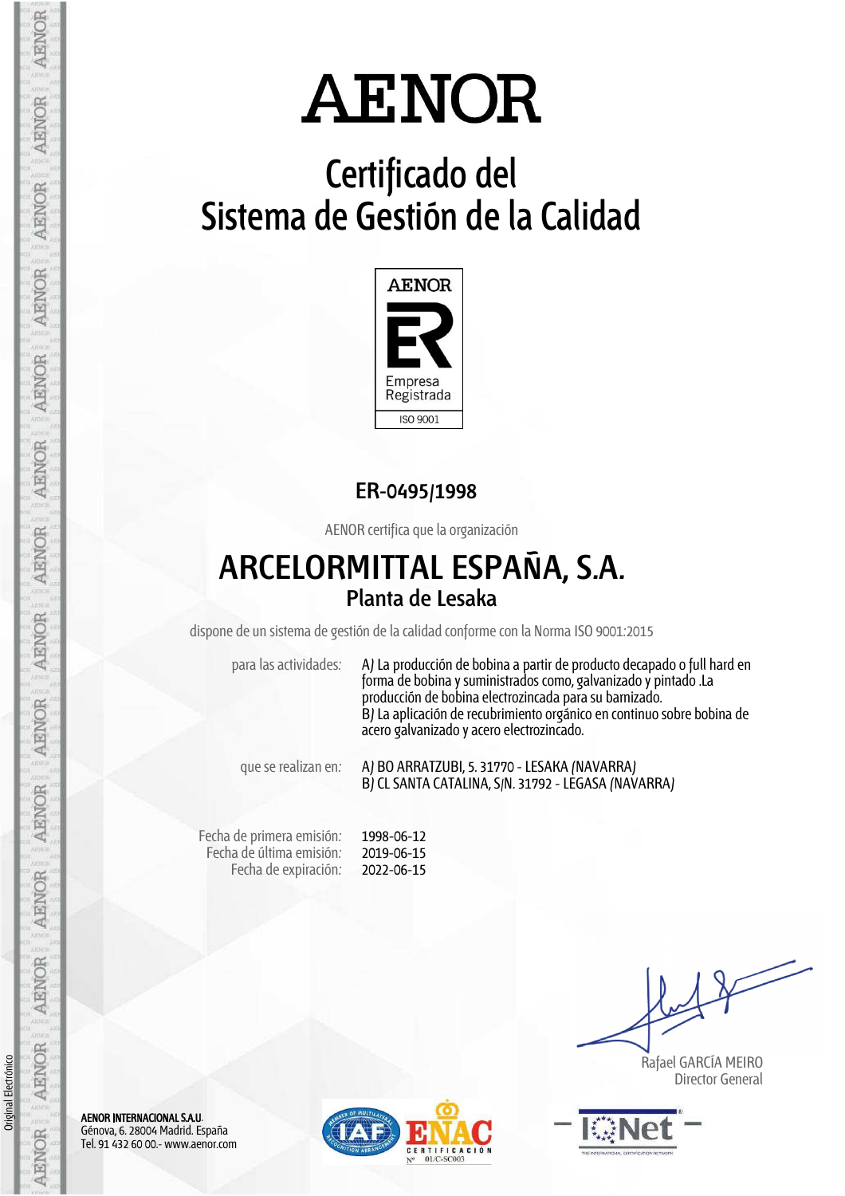# AENOR

## Certificado del Sistema de Gestión de la Calidad

AENOR

Empresa Registrada

ISO 9001

**ER-0495/1998**

AENOR certifica que la organización

## ARCELORMITTAL ESPAÑA, S.A.

### Planta de Lesaka

dispone de un sistema de gestión de la calidad conforme con la Norma ISO 9001:2015

para las actividades: A) La producción de bobina a partir de producto decapado o full hard en forma de bobina y suministrados como, galvanizado y pintado .La producción de bobina electrozincada para su barnizado.
B) La aplicación de recubrimiento orgánico en continuo sobre bobina de acero galvanizado y acero electrozincado.

que se realizan en: A) BO ARRATZUBI, 5. 31770 - LESAKA (NAVARRA)
B) CL SANTA CATALINA, S/N. 31792 - LEGASA (NAVARRA)

Fecha de primera emisión: 1998-06-12
Fecha de última emisión: 2019-06-15
Fecha de expiración: 2022-06-15

Rafael GARCÍA MEIRO
Director General

**AENOR INTERNACIONAL S.A.U.**
Génova, 6. 28004 Madrid. España
Tel. 91 432 60 00.- www.aenor.com

ENAC CERTIFICACIÓN Nº 01/C-SC003

IQNet

Original Electrónico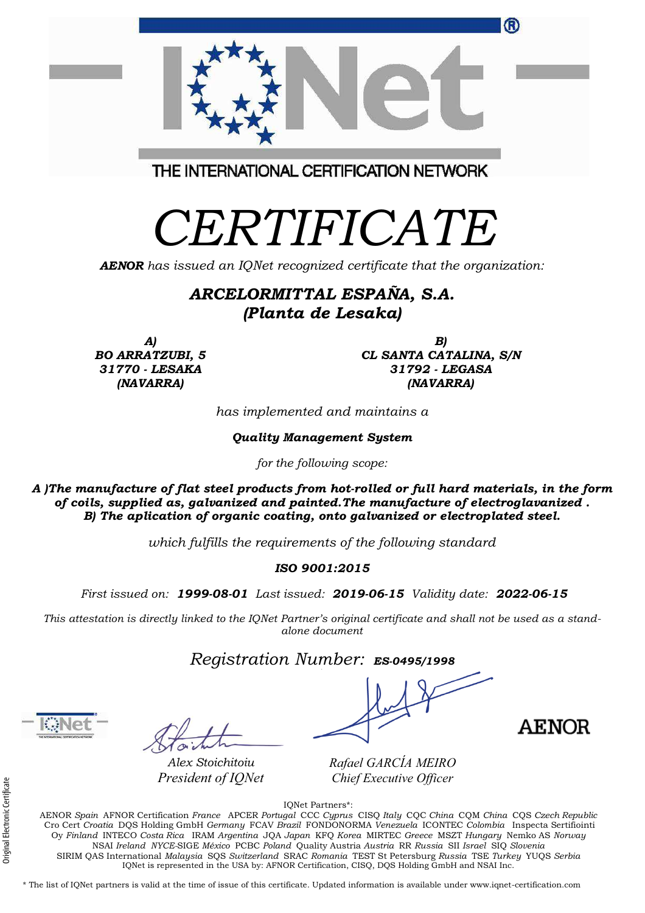THE INTERNATIONAL CERTIFICATION NETWORK

# CERTIFICATE

***AENOR** has issued an IQNet recognized certificate that the organization:*

## *ARCELORMITTAL ESPAÑA, S.A.*
## *(Planta de Lesaka)*

***A)***
***BO ARRATZUBI, 5***
***31770 - LESAKA***
***(NAVARRA)***

***B)***
***CL SANTA CATALINA, S/N***
***31792 - LEGASA***
***(NAVARRA)***

*has implemented and maintains a*

***Quality Management System***

*for the following scope:*

***A )The manufacture of flat steel products from hot-rolled or full hard materials, in the form of coils, supplied as, galvanized and painted.The manufacture of electroglavanized .***
***B) The aplication of organic coating, onto galvanized or electroplated steel.***

*which fulfills the requirements of the following standard*

***ISO 9001:2015***

*First issued on:* ***1999-08-01*** *Last issued:* ***2019-06-15*** *Validity date:* ***2022-06-15***

*This attestation is directly linked to the IQNet Partner's original certificate and shall not be used as a stand-alone document*

*Registration Number:* ***ES-0495/1998***

*Alex Stoichitoiu*
*President of IQNet*

*Rafael GARCÍA MEIRO*
*Chief Executive Officer*

AENOR

Original Electronic Certificate

IQNet Partners*:

AENOR *Spain* AFNOR Certification *France* APCER *Portugal* CCC *Cyprus* CISQ *Italy* CQC *China* CQM *China* CQS *Czech Republic* Cro Cert *Croatia* DQS Holding GmbH *Germany* FCAV *Brazil* FONDONORMA *Venezuela* ICONTEC *Colombia* Inspecta Sertifiointi Oy *Finland* INTECO *Costa Rica* IRAM *Argentina* JQA *Japan* KFQ *Korea* MIRTEC *Greece* MSZT *Hungary* Nemko AS *Norway* NSAI *Ireland* *NYCE*-SIGE *México* PCBC *Poland* Quality Austria *Austria* RR *Russia* SII *Israel* SIQ *Slovenia* SIRIM QAS International *Malaysia* SQS *Switzerland* SRAC *Romania* TEST St Petersburg *Russia* TSE *Turkey* YUQS *Serbia*
IQNet is represented in the USA by: AFNOR Certification, CISQ, DQS Holding GmbH and NSAI Inc.

* The list of IQNet partners is valid at the time of issue of this certificate. Updated information is available under www.iqnet-certification.com